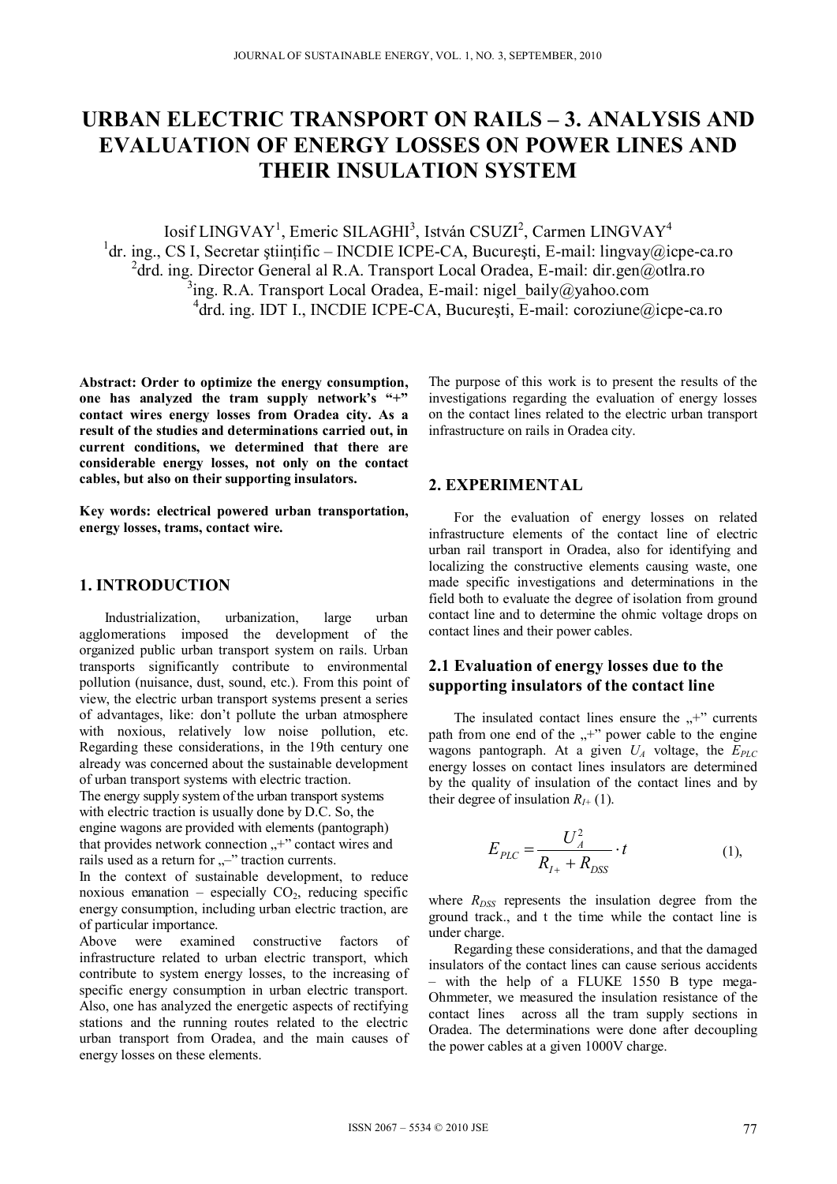# URBAN ELECTRIC TRANSPORT ON RAILS – 3. ANALYSIS AND EVALUATION OF ENERGY LOSSES ON POWER LINES AND THEIR INSULATION SYSTEM

Iosif LINGVAY[1], Emeric SILAGHI[3], István CSUZI[2], Carmen LINGVAY[4]

[1]dr. ing., CS I, Secretar științific – INCDIE ICPE-CA, Bucureşti, E-mail: lingvay@icpe-ca.ro
[2]drd. ing. Director General al R.A. Transport Local Oradea, E-mail: dir.gen@otlra.ro
[3]ing. R.A. Transport Local Oradea, E-mail: nigel_baily@yahoo.com
[4]drd. ing. IDT I., INCDIE ICPE-CA, Bucureşti, E-mail: coroziune@icpe-ca.ro

**Abstract: Order to optimize the energy consumption, one has analyzed the tram supply network's "+" contact wires energy losses from Oradea city. As a result of the studies and determinations carried out, in current conditions, we determined that there are considerable energy losses, not only on the contact cables, but also on their supporting insulators.**

**Key words: electrical powered urban transportation, energy losses, trams, contact wire.**

## 1. INTRODUCTION

Industrialization, urbanization, large urban agglomerations imposed the development of the organized public urban transport system on rails. Urban transports significantly contribute to environmental pollution (nuisance, dust, sound, etc.). From this point of view, the electric urban transport systems present a series of advantages, like: don't pollute the urban atmosphere with noxious, relatively low noise pollution, etc. Regarding these considerations, in the 19th century one already was concerned about the sustainable development of urban transport systems with electric traction.

The energy supply system of the urban transport systems with electric traction is usually done by D.C. So, the engine wagons are provided with elements (pantograph) that provides network connection „+" contact wires and rails used as a return for „–" traction currents.

In the context of sustainable development, to reduce noxious emanation – especially $CO_2$, reducing specific energy consumption, including urban electric traction, are of particular importance.

Above were examined constructive factors of infrastructure related to urban electric transport, which contribute to system energy losses, to the increasing of specific energy consumption in urban electric transport. Also, one has analyzed the energetic aspects of rectifying stations and the running routes related to the electric urban transport from Oradea, and the main causes of energy losses on these elements.

The purpose of this work is to present the results of the investigations regarding the evaluation of energy losses on the contact lines related to the electric urban transport infrastructure on rails in Oradea city.

## 2. EXPERIMENTAL

For the evaluation of energy losses on related infrastructure elements of the contact line of electric urban rail transport in Oradea, also for identifying and localizing the constructive elements causing waste, one made specific investigations and determinations in the field both to evaluate the degree of isolation from ground contact line and to determine the ohmic voltage drops on contact lines and their power cables.

### 2.1 Evaluation of energy losses due to the supporting insulators of the contact line

The insulated contact lines ensure the „+" currents path from one end of the „+" power cable to the engine wagons pantograph. At a given $U_A$ voltage, the $E_{PLC}$ energy losses on contact lines insulators are determined by the quality of insulation of the contact lines and by their degree of insulation $R_{I+}$ (1).

$$E_{PLC} = \frac{U_A^2}{R_{I+} + R_{DSS}} \cdot t \qquad (1),$$

where $R_{DSS}$ represents the insulation degree from the ground track., and t the time while the contact line is under charge.

Regarding these considerations, and that the damaged insulators of the contact lines can cause serious accidents – with the help of a FLUKE 1550 B type mega-Ohmmeter, we measured the insulation resistance of the contact lines across all the tram supply sections in Oradea. The determinations were done after decoupling the power cables at a given 1000V charge.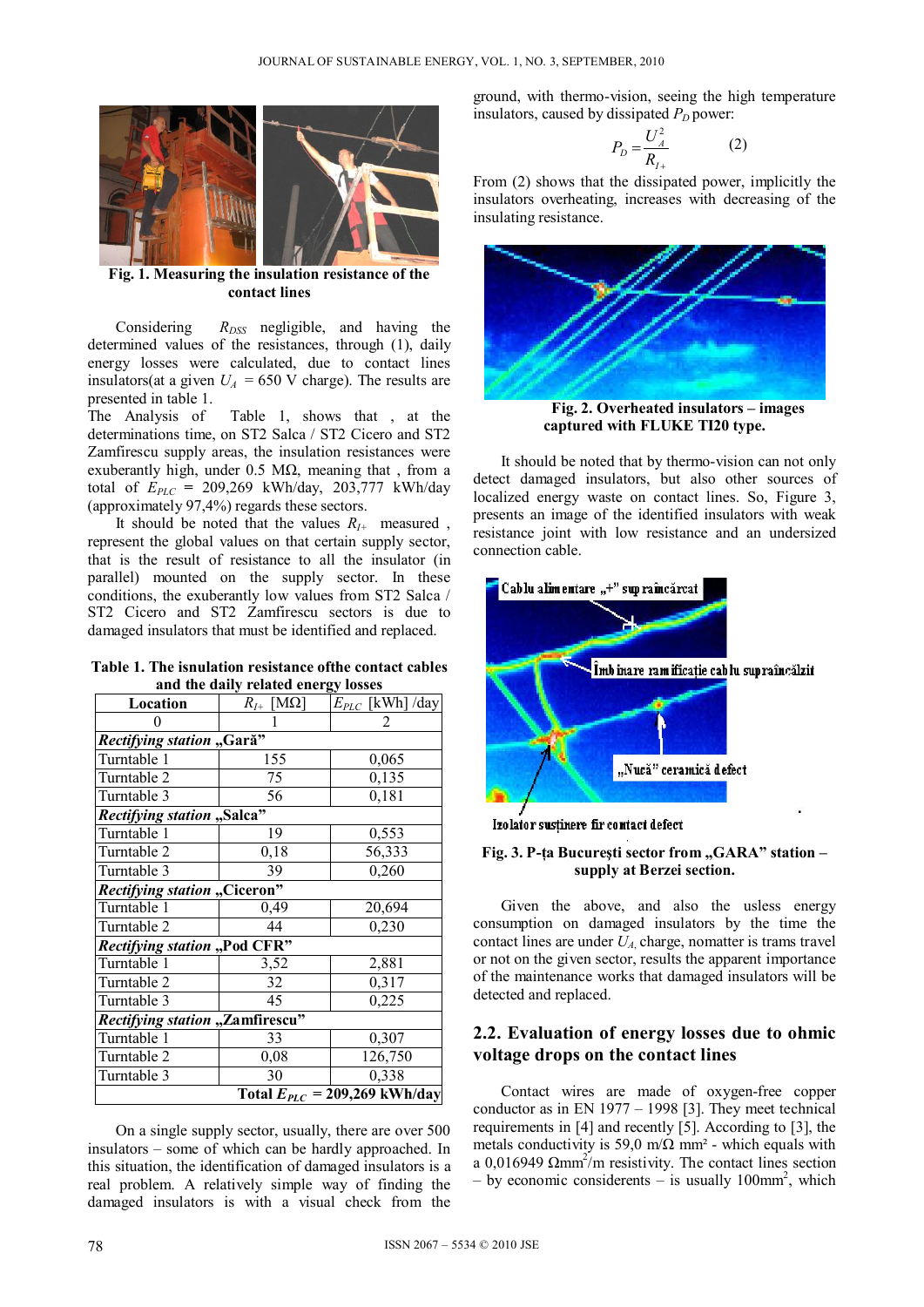Fig. 1. Measuring the insulation resistance of the contact lines

Considering $R_{DSS}$ negligible, and having the determined values of the resistances, through (1), daily energy losses were calculated, due to contact lines insulators(at a given $U_A$ = 650 V charge). The results are presented in table 1.

The Analysis of Table 1, shows that , at the determinations time, on ST2 Salca / ST2 Cicero and ST2 Zamfirescu supply areas, the insulation resistances were exuberantly high, under 0.5 MΩ, meaning that , from a total of $E_{PLC}$ = 209,269 kWh/day, 203,777 kWh/day (approximately 97,4%) regards these sectors.

It should be noted that the values $R_{I+}$ measured , represent the global values on that certain supply sector, that is the result of resistance to all the insulator (in parallel) mounted on the supply sector. In these conditions, the exuberantly low values from ST2 Salca / ST2 Cicero and ST2 Zamfirescu sectors is due to damaged insulators that must be identified and replaced.

**Table 1. The isnulation resistance ofthe contact cables and the daily related energy losses**

| Location | $R_{I+}$ [MΩ] | $E_{PLC}$ [kWh] /day |
|---|---|---|
| 0 | 1 | 2 |
| ***Rectifying station „Gară"*** | | |
| Turntable 1 | 155 | 0,065 |
| Turntable 2 | 75 | 0,135 |
| Turntable 3 | 56 | 0,181 |
| ***Rectifying station „Salca"*** | | |
| Turntable 1 | 19 | 0,553 |
| Turntable 2 | 0,18 | 56,333 |
| Turntable 3 | 39 | 0,260 |
| ***Rectifying station „Ciceron"*** | | |
| Turntable 1 | 0,49 | 20,694 |
| Turntable 2 | 44 | 0,230 |
| ***Rectifying station „Pod CFR"*** | | |
| Turntable 1 | 3,52 | 2,881 |
| Turntable 2 | 32 | 0,317 |
| Turntable 3 | 45 | 0,225 |
| ***Rectifying station „Zamfirescu"*** | | |
| Turntable 1 | 33 | 0,307 |
| Turntable 2 | 0,08 | 126,750 |
| Turntable 3 | 30 | 0,338 |
| | | **Total $E_{PLC}$ = 209,269 kWh/day** |

On a single supply sector, usually, there are over 500 insulators – some of which can be hardly approached. In this situation, the identification of damaged insulators is a real problem. A relatively simple way of finding the damaged insulators is with a visual check from the ground, with thermo-vision, seeing the high temperature insulators, caused by dissipated $P_D$ power:

$$P_D = \frac{U_A^2}{R_{I+}} \qquad (2)$$

From (2) shows that the dissipated power, implicitly the insulators overheating, increases with decreasing of the insulating resistance.

Fig. 2. Overheated insulators – images captured with FLUKE TI20 type.

It should be noted that by thermo-vision can not only detect damaged insulators, but also other sources of localized energy waste on contact lines. So, Figure 3, presents an image of the identified insulators with weak resistance joint with low resistance and an undersized connection cable.

Cablu alimentare „+" supraîncărcat

Îmbinare ramificație cablu supraîncălzit

„Nucă" ceramică defect

Izolator susținere fir contact defect

Fig. 3. P-ța București sector from „GARA" station – supply at Berzei section.

Given the above, and also the usless energy consumption on damaged insulators by the time the contact lines are under $U_A$, charge, nomatter is trams travel or not on the given sector, results the apparent importance of the maintenance works that damaged insulators will be detected and replaced.

## 2.2. Evaluation of energy losses due to ohmic voltage drops on the contact lines

Contact wires are made of oxygen-free copper conductor as in EN 1977 – 1998 [3]. They meet technical requirements in [4] and recently [5]. According to [3], the metals conductivity is 59,0 m/Ω mm² - which equals with a 0,016949 Ωmm²/m resistivity. The contact lines section – by economic considerents – is usually 100mm², which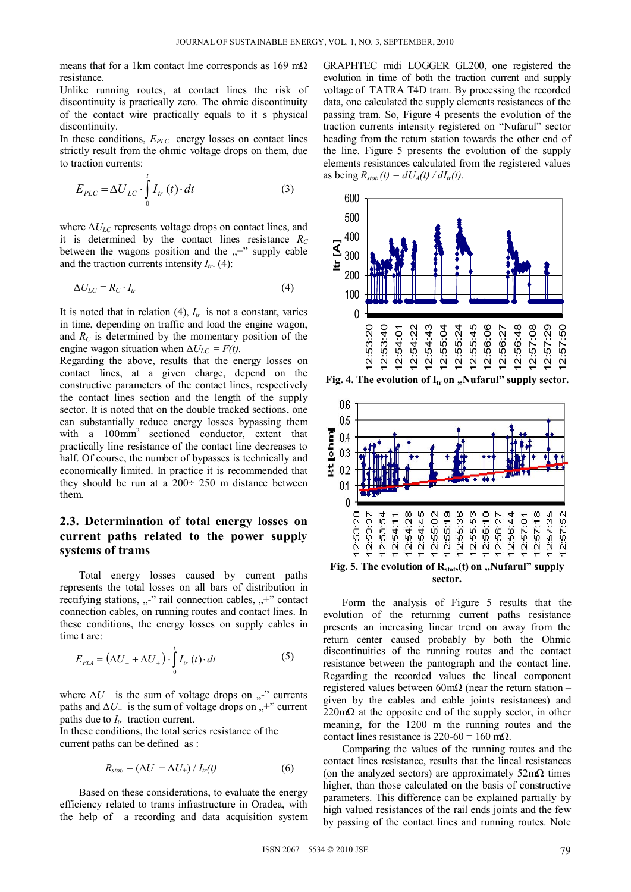means that for a 1km contact line corresponds as 169 mΩ resistance.

Unlike running routes, at contact lines the risk of discontinuity is practically zero. The ohmic discontinuity of the contact wire practically equals to it s physical discontinuity.

In these conditions, $E_{PLC}$ energy losses on contact lines strictly result from the ohmic voltage drops on them, due to traction currents:

$$E_{PLC} = \Delta U_{LC} \cdot \int_0^t I_{tr}(t) \cdot dt \qquad (3)$$

where $\Delta U_{LC}$ represents voltage drops on contact lines, and it is determined by the contact lines resistance $R_C$ between the wagons position and the „+" supply cable and the traction currents intensity $I_{tr}$. (4):

$$\Delta U_{LC} = R_C \cdot I_{tr} \qquad (4)$$

It is noted that in relation (4), $I_{tr}$ is not a constant, varies in time, depending on traffic and load the engine wagon, and $R_C$ is determined by the momentary position of the engine wagon situation when $\Delta U_{LC} = F(t)$.

Regarding the above, results that the energy losses on contact lines, at a given charge, depend on the constructive parameters of the contact lines, respectively the contact lines section and the length of the supply sector. It is noted that on the double tracked sections, one can substantially reduce energy losses bypassing them with a 100mm$^2$ sectioned conductor, extent that practically line resistance of the contact line decreases to half. Of course, the number of bypasses is technically and economically limited. In practice it is recommended that they should be run at a 200÷ 250 m distance between them.

## 2.3. Determination of total energy losses on current paths related to the power supply systems of trams

Total energy losses caused by current paths represents the total losses on all bars of distribution in rectifying stations, „-" rail connection cables, „+" contact connection cables, on running routes and contact lines. In these conditions, the energy losses on supply cables in time t are:

$$E_{PLA} = \left(\Delta U_{-} + \Delta U_{+}\right) \cdot \int_0^t I_{tr}(t) \cdot dt \qquad (5)$$

where $\Delta U_{-}$ is the sum of voltage drops on „-" currents paths and $\Delta U_{+}$ is the sum of voltage drops on „+" current paths due to $I_{tr}$ traction current.

In these conditions, the total series resistance of the current paths can be defined as :

$$R_{stot} = (\Delta U_{-} + \Delta U_{+}) / I_{tr}(t) \qquad (6)$$

Based on these considerations, to evaluate the energy efficiency related to trams infrastructure in Oradea, with the help of a recording and data acquisition system GRAPHTEC midi LOGGER GL200, one registered the evolution in time of both the traction current and supply voltage of TATRA T4D tram. By processing the recorded data, one calculated the supply elements resistances of the passing tram. So, Figure 4 presents the evolution of the traction currents intensity registered on "Nufarul" sector heading from the return station towards the other end of the line. Figure 5 presents the evolution of the supply elements resistances calculated from the registered values as being $R_{stot}(t) = dU_A(t) / dI_{tr}(t)$.

**Fig. 4. The evolution of $I_{tr}$ on „Nufarul" supply sector.**

**Fig. 5. The evolution of $R_{stot}(t)$ on „Nufarul" supply sector.**

Form the analysis of Figure 5 results that the evolution of the returning current paths resistance presents an increasing linear trend on away from the return center caused probably by both the Ohmic discontinuities of the running routes and the contact resistance between the pantograph and the contact line. Regarding the recorded values the lineal component registered values between 60mΩ (near the return station – given by the cables and cable joints resistances) and 220mΩ at the opposite end of the supply sector, in other meaning, for the 1200 m the running routes and the contact lines resistance is 220-60 = 160 mΩ.

Comparing the values of the running routes and the contact lines resistance, results that the lineal resistances (on the analyzed sectors) are approximately 52mΩ times higher, than those calculated on the basis of constructive parameters. This difference can be explained partially by high valued resistances of the rail ends joints and the few by passing of the contact lines and running routes. Note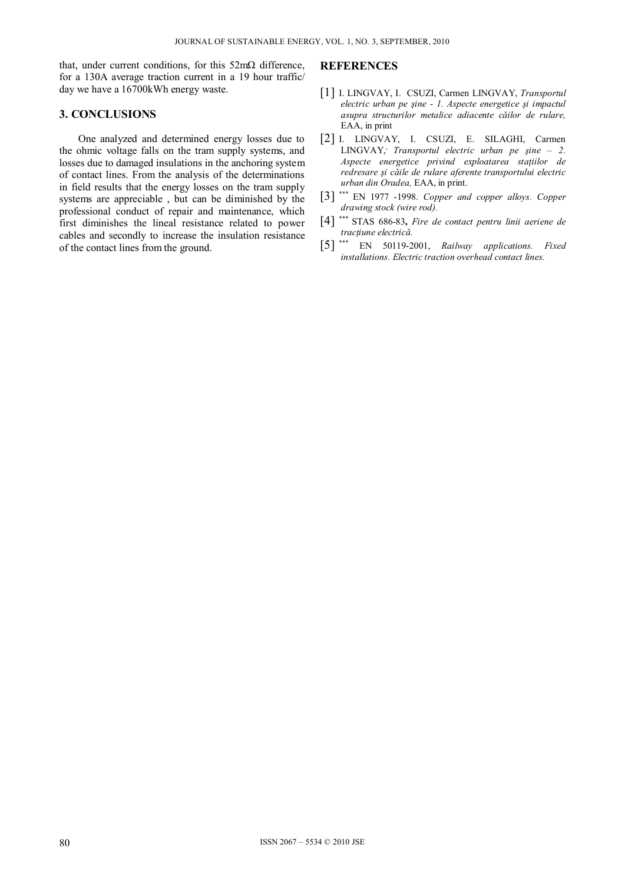that, under current conditions, for this 52mΩ difference, for a 130A average traction current in a 19 hour traffic/ day we have a 16700kWh energy waste.

## 3. CONCLUSIONS

One analyzed and determined energy losses due to the ohmic voltage falls on the tram supply systems, and losses due to damaged insulations in the anchoring system of contact lines. From the analysis of the determinations in field results that the energy losses on the tram supply systems are appreciable , but can be diminished by the professional conduct of repair and maintenance, which first diminishes the lineal resistance related to power cables and secondly to increase the insulation resistance of the contact lines from the ground.

## REFERENCES

[1] I. LINGVAY, I. CSUZI, Carmen LINGVAY, *Transportul electric urban pe şine - 1. Aspecte energetice şi impactul asupra structurilor metalice adiacente căilor de rulare,* EAA, in print

[2] I. LINGVAY, I. CSUZI, E. SILAGHI, Carmen LINGVAY, *Transportul electric urban pe şine – 2. Aspecte energetice privind exploatarea staţiilor de redresare şi căile de rulare aferente transportului electric urban din Oradea,* EAA, in print.

[3] *** EN 1977 -1998. *Copper and copper alloys. Copper drawing stock (wire rod).*

[4] *** STAS 686-83, *Fire de contact pentru linii aeriene de tracţiune electrică.*

[5] *** EN 50119-2001, *Railway applications. Fixed installations. Electric traction overhead contact lines.*